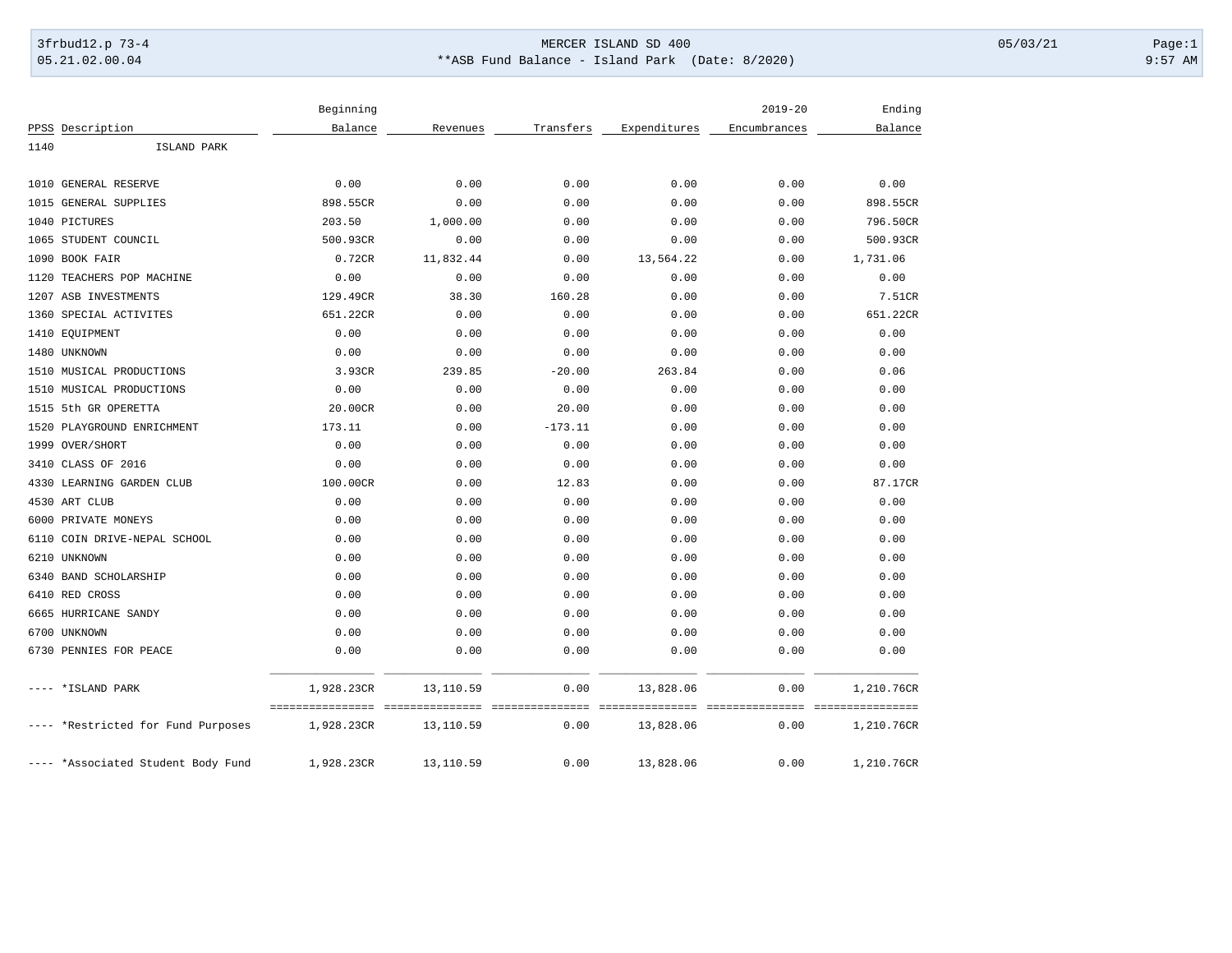3frbud12.p 73-4 MERCER ISLAND SD 400 05/03/21

05.21.02.00.04 **ASB Fund Balance - Island Park (Date: 8/2020) 9:57 AM

| PPSS | Description | Beginning Balance | Revenues | Transfers | Expenditures | 2019-20 Encumbrances | Ending Balance |
|---|---|---|---|---|---|---|---|
| 1140 | ISLAND PARK | | | | | | |
| 1010 | GENERAL RESERVE | 0.00 | 0.00 | 0.00 | 0.00 | 0.00 | 0.00 |
| 1015 | GENERAL SUPPLIES | 898.55CR | 0.00 | 0.00 | 0.00 | 0.00 | 898.55CR |
| 1040 | PICTURES | 203.50 | 1,000.00 | 0.00 | 0.00 | 0.00 | 796.50CR |
| 1065 | STUDENT COUNCIL | 500.93CR | 0.00 | 0.00 | 0.00 | 0.00 | 500.93CR |
| 1090 | BOOK FAIR | 0.72CR | 11,832.44 | 0.00 | 13,564.22 | 0.00 | 1,731.06 |
| 1120 | TEACHERS POP MACHINE | 0.00 | 0.00 | 0.00 | 0.00 | 0.00 | 0.00 |
| 1207 | ASB INVESTMENTS | 129.49CR | 38.30 | 160.28 | 0.00 | 0.00 | 7.51CR |
| 1360 | SPECIAL ACTIVITES | 651.22CR | 0.00 | 0.00 | 0.00 | 0.00 | 651.22CR |
| 1410 | EQUIPMENT | 0.00 | 0.00 | 0.00 | 0.00 | 0.00 | 0.00 |
| 1480 | UNKNOWN | 0.00 | 0.00 | 0.00 | 0.00 | 0.00 | 0.00 |
| 1510 | MUSICAL PRODUCTIONS | 3.93CR | 239.85 | -20.00 | 263.84 | 0.00 | 0.06 |
| 1510 | MUSICAL PRODUCTIONS | 0.00 | 0.00 | 0.00 | 0.00 | 0.00 | 0.00 |
| 1515 | 5th GR OPERETTA | 20.00CR | 0.00 | 20.00 | 0.00 | 0.00 | 0.00 |
| 1520 | PLAYGROUND ENRICHMENT | 173.11 | 0.00 | -173.11 | 0.00 | 0.00 | 0.00 |
| 1999 | OVER/SHORT | 0.00 | 0.00 | 0.00 | 0.00 | 0.00 | 0.00 |
| 3410 | CLASS OF 2016 | 0.00 | 0.00 | 0.00 | 0.00 | 0.00 | 0.00 |
| 4330 | LEARNING GARDEN CLUB | 100.00CR | 0.00 | 12.83 | 0.00 | 0.00 | 87.17CR |
| 4530 | ART CLUB | 0.00 | 0.00 | 0.00 | 0.00 | 0.00 | 0.00 |
| 6000 | PRIVATE MONEYS | 0.00 | 0.00 | 0.00 | 0.00 | 0.00 | 0.00 |
| 6110 | COIN DRIVE-NEPAL SCHOOL | 0.00 | 0.00 | 0.00 | 0.00 | 0.00 | 0.00 |
| 6210 | UNKNOWN | 0.00 | 0.00 | 0.00 | 0.00 | 0.00 | 0.00 |
| 6340 | BAND SCHOLARSHIP | 0.00 | 0.00 | 0.00 | 0.00 | 0.00 | 0.00 |
| 6410 | RED CROSS | 0.00 | 0.00 | 0.00 | 0.00 | 0.00 | 0.00 |
| 6665 | HURRICANE SANDY | 0.00 | 0.00 | 0.00 | 0.00 | 0.00 | 0.00 |
| 6700 | UNKNOWN | 0.00 | 0.00 | 0.00 | 0.00 | 0.00 | 0.00 |
| 6730 | PENNIES FOR PEACE | 0.00 | 0.00 | 0.00 | 0.00 | 0.00 | 0.00 |
| ---- | *ISLAND PARK | 1,928.23CR | 13,110.59 | 0.00 | 13,828.06 | 0.00 | 1,210.76CR |
| ---- | *Restricted for Fund Purposes | 1,928.23CR | 13,110.59 | 0.00 | 13,828.06 | 0.00 | 1,210.76CR |
| ---- | *Associated Student Body Fund | 1,928.23CR | 13,110.59 | 0.00 | 13,828.06 | 0.00 | 1,210.76CR |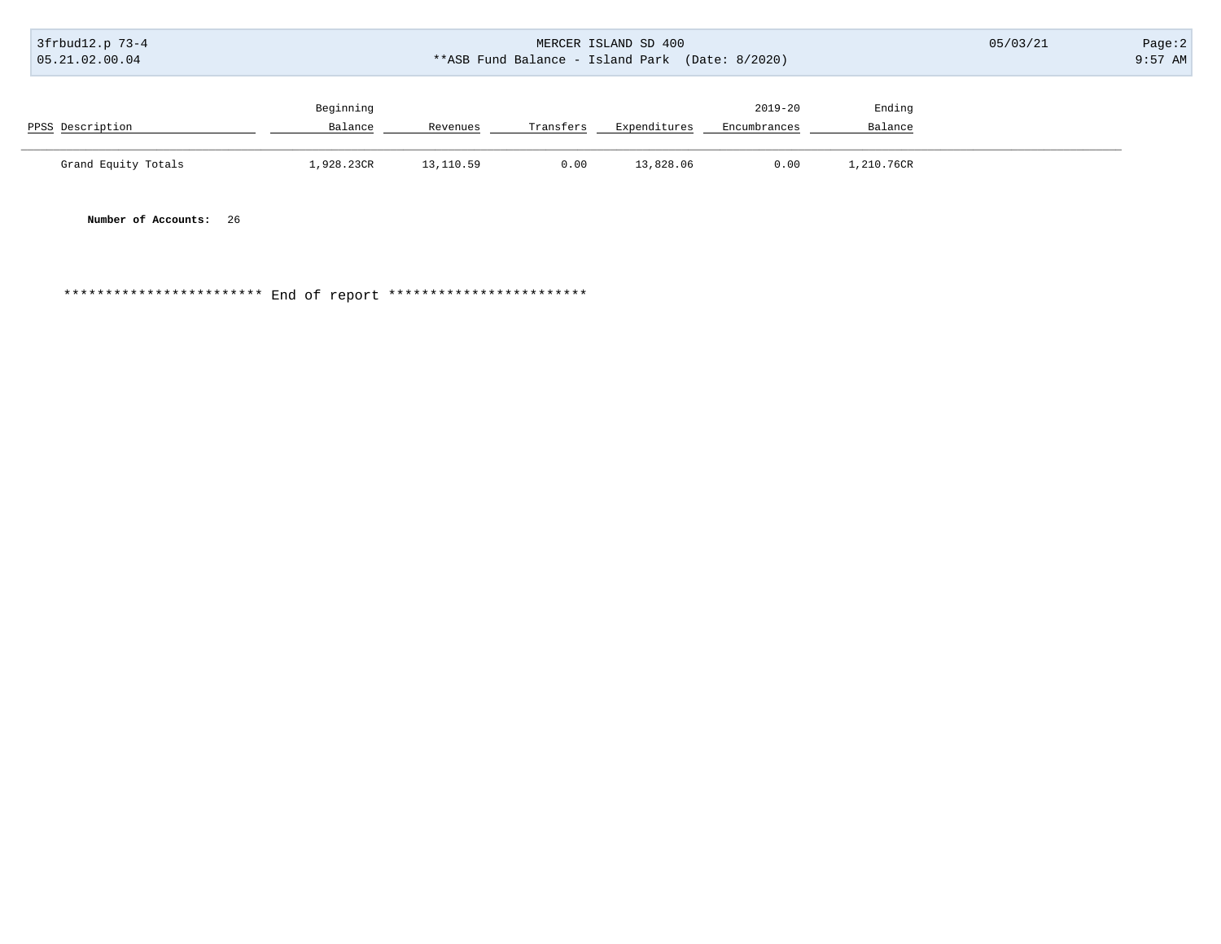| PPSS | Description | Beginning Balance | Revenues | Transfers | Expenditures | 2019-20 Encumbrances | Ending Balance |
|---|---|---|---|---|---|---|---|
| | Grand Equity Totals | 1,928.23CR | 13,110.59 | 0.00 | 13,828.06 | 0.00 | 1,210.76CR |

**Number of Accounts:** 26

************************ End of report ************************